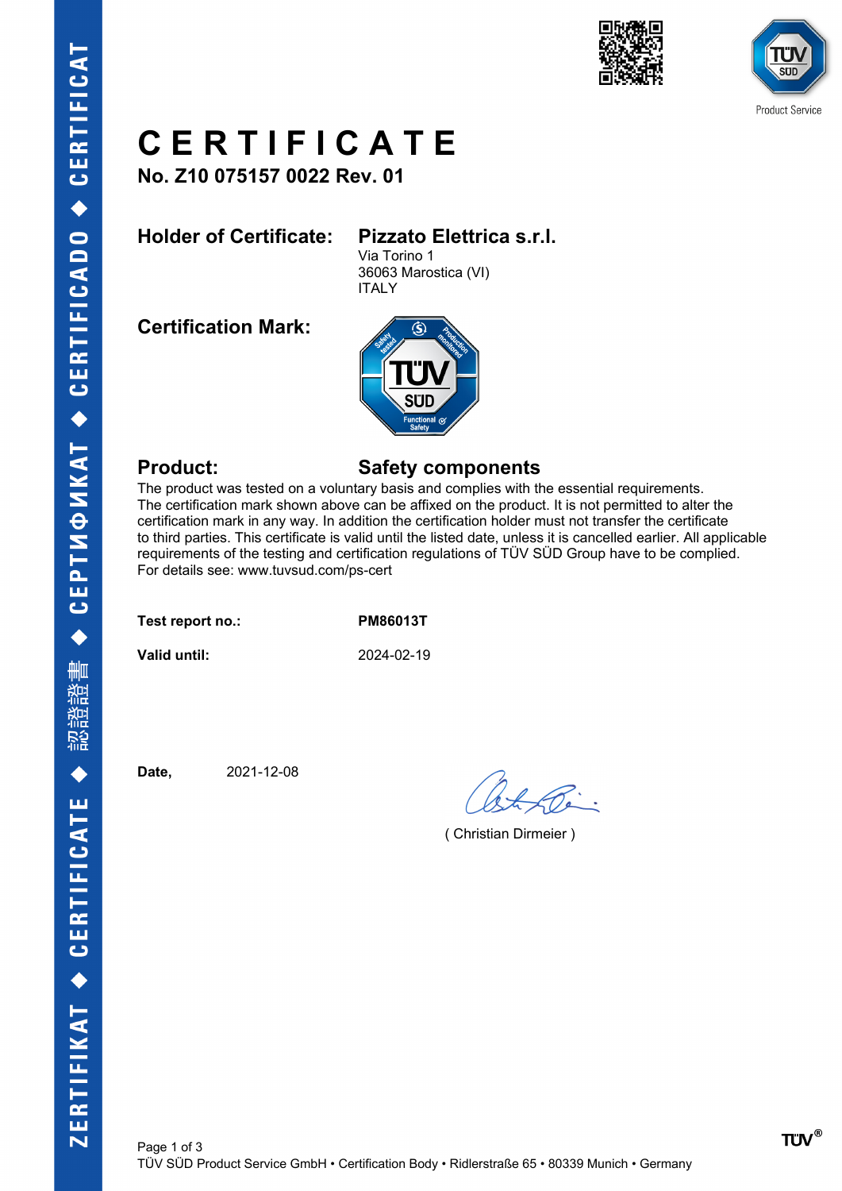# CERTIFICATE

**No. Z10 075157 0022 Rev. 01**

**Holder of Certificate:** **Pizzato Elettrica s.r.l.**
Via Torino 1
36063 Marostica (VI)
ITALY

**Certification Mark:**

**Product:** **Safety components**

The product was tested on a voluntary basis and complies with the essential requirements. The certification mark shown above can be affixed on the product. It is not permitted to alter the certification mark in any way. In addition the certification holder must not transfer the certificate to third parties. This certificate is valid until the listed date, unless it is cancelled earlier. All applicable requirements of the testing and certification regulations of TÜV SÜD Group have to be complied.
For details see: www.tuvsud.com/ps-cert

**Test report no.:** **PM86013T**

**Valid until:** 2024-02-19

**Date,** 2021-12-08

( Christian Dirmeier )

TÜV SÜD Product Service GmbH • Certification Body • Ridlerstraße 65 • 80339 Munich • Germany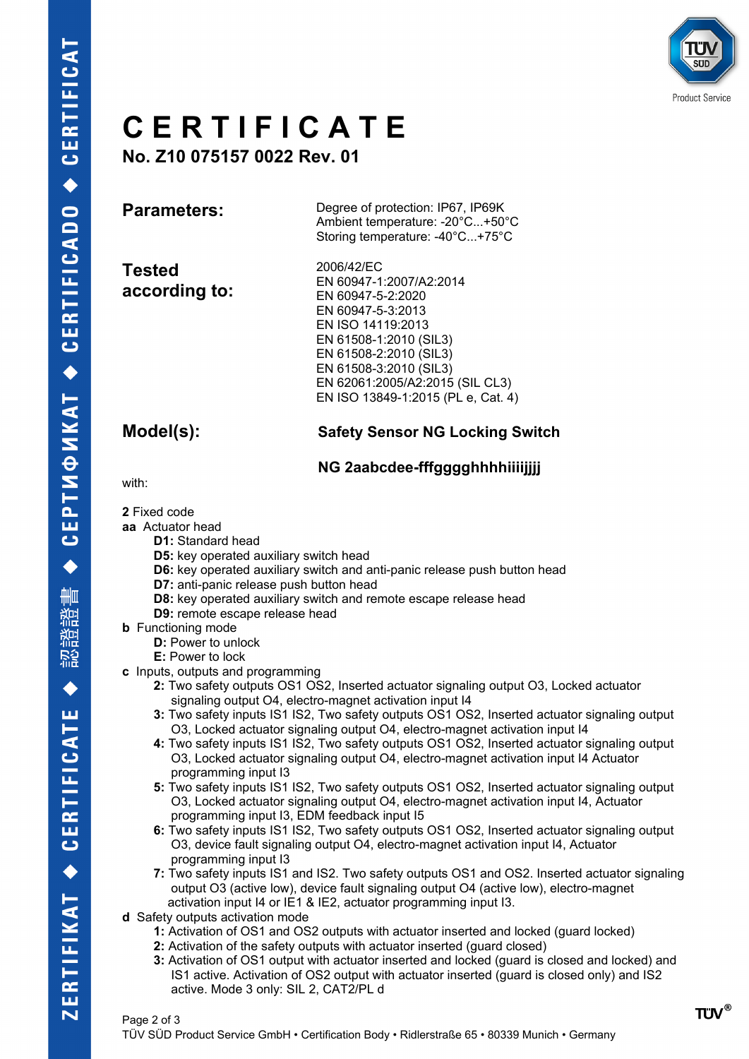# CERTIFICATE

## No. Z10 075157 0022 Rev. 01

**Parameters:**

Degree of protection: IP67, IP69K
Ambient temperature: -20°C...+50°C
Storing temperature: -40°C...+75°C

**Tested according to:**

2006/42/EC
EN 60947-1:2007/A2:2014
EN 60947-5-2:2020
EN 60947-5-3:2013
EN ISO 14119:2013
EN 61508-1:2010 (SIL3)
EN 61508-2:2010 (SIL3)
EN 61508-3:2010 (SIL3)
EN 62061:2005/A2:2015 (SIL CL3)
EN ISO 13849-1:2015 (PL e, Cat. 4)

**Model(s):**

**Safety Sensor NG Locking Switch**

**NG 2aabcdee-fffgggghhhhiiiijjjj**

with:

**2** Fixed code

**aa** Actuator head

- **D1:** Standard head
- **D5:** key operated auxiliary switch head
- **D6:** key operated auxiliary switch and anti-panic release push button head
- **D7:** anti-panic release push button head
- **D8:** key operated auxiliary switch and remote escape release head
- **D9:** remote escape release head

**b** Functioning mode

- **D:** Power to unlock
- **E:** Power to lock

**c** Inputs, outputs and programming

- **2:** Two safety outputs OS1 OS2, Inserted actuator signaling output O3, Locked actuator signaling output O4, electro-magnet activation input I4
- **3:** Two safety inputs IS1 IS2, Two safety outputs OS1 OS2, Inserted actuator signaling output O3, Locked actuator signaling output O4, electro-magnet activation input I4
- **4:** Two safety inputs IS1 IS2, Two safety outputs OS1 OS2, Inserted actuator signaling output O3, Locked actuator signaling output O4, electro-magnet activation input I4 Actuator programming input I3
- **5:** Two safety inputs IS1 IS2, Two safety outputs OS1 OS2, Inserted actuator signaling output O3, Locked actuator signaling output O4, electro-magnet activation input I4, Actuator programming input I3, EDM feedback input I5
- **6:** Two safety inputs IS1 IS2, Two safety outputs OS1 OS2, Inserted actuator signaling output O3, device fault signaling output O4, electro-magnet activation input I4, Actuator programming input I3
- **7:** Two safety inputs IS1 and IS2. Two safety outputs OS1 and OS2. Inserted actuator signaling output O3 (active low), device fault signaling output O4 (active low), electro-magnet activation input I4 or IE1 & IE2, actuator programming input I3.

**d** Safety outputs activation mode

- **1:** Activation of OS1 and OS2 outputs with actuator inserted and locked (guard locked)
- **2:** Activation of the safety outputs with actuator inserted (guard closed)
- **3:** Activation of OS1 output with actuator inserted and locked (guard is closed and locked) and IS1 active. Activation of OS2 output with actuator inserted (guard is closed only) and IS2 active. Mode 3 only: SIL 2, CAT2/PL d

TÜV SÜD Product Service GmbH • Certification Body • Ridlerstraße 65 • 80339 Munich • Germany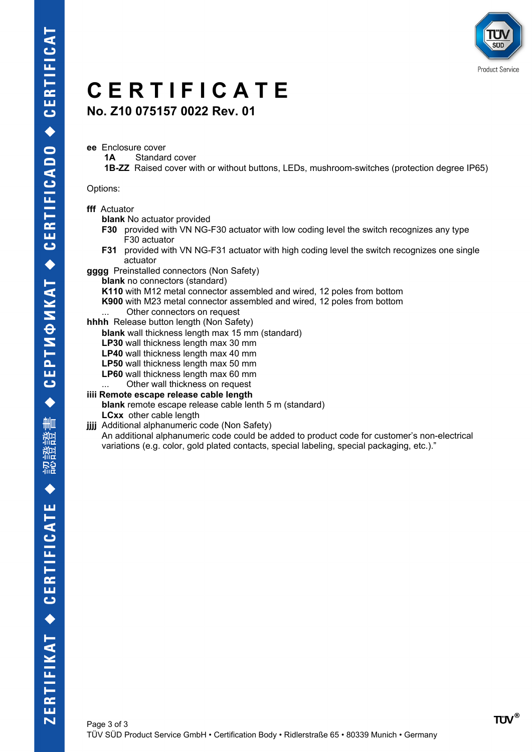# CERTIFICATE

## No. Z10 075157 0022 Rev. 01

**ee** Enclosure cover
- **1A** Standard cover
- **1B-ZZ** Raised cover with or without buttons, LEDs, mushroom-switches (protection degree IP65)

Options:

**fff** Actuator
- **blank** No actuator provided
- **F30** provided with VN NG-F30 actuator with low coding level the switch recognizes any type F30 actuator
- **F31** provided with VN NG-F31 actuator with high coding level the switch recognizes one single actuator

**gggg** Preinstalled connectors (Non Safety)
- **blank** no connectors (standard)
- **K110** with M12 metal connector assembled and wired, 12 poles from bottom
- **K900** with M23 metal connector assembled and wired, 12 poles from bottom
- ... Other connectors on request

**hhhh** Release button length (Non Safety)
- **blank** wall thickness length max 15 mm (standard)
- **LP30** wall thickness length max 30 mm
- **LP40** wall thickness length max 40 mm
- **LP50** wall thickness length max 50 mm
- **LP60** wall thickness length max 60 mm
- ... Other wall thickness on request

**iiii Remote escape release cable length**
- **blank** remote escape release cable lenth 5 m (standard)
- **LCxx** other cable length

**jjjj** Additional alphanumeric code (Non Safety)

An additional alphanumeric code could be added to product code for customer's non-electrical variations (e.g. color, gold plated contacts, special labeling, special packaging, etc.)."

TÜV SÜD Product Service GmbH • Certification Body • Ridlerstraße 65 • 80339 Munich • Germany